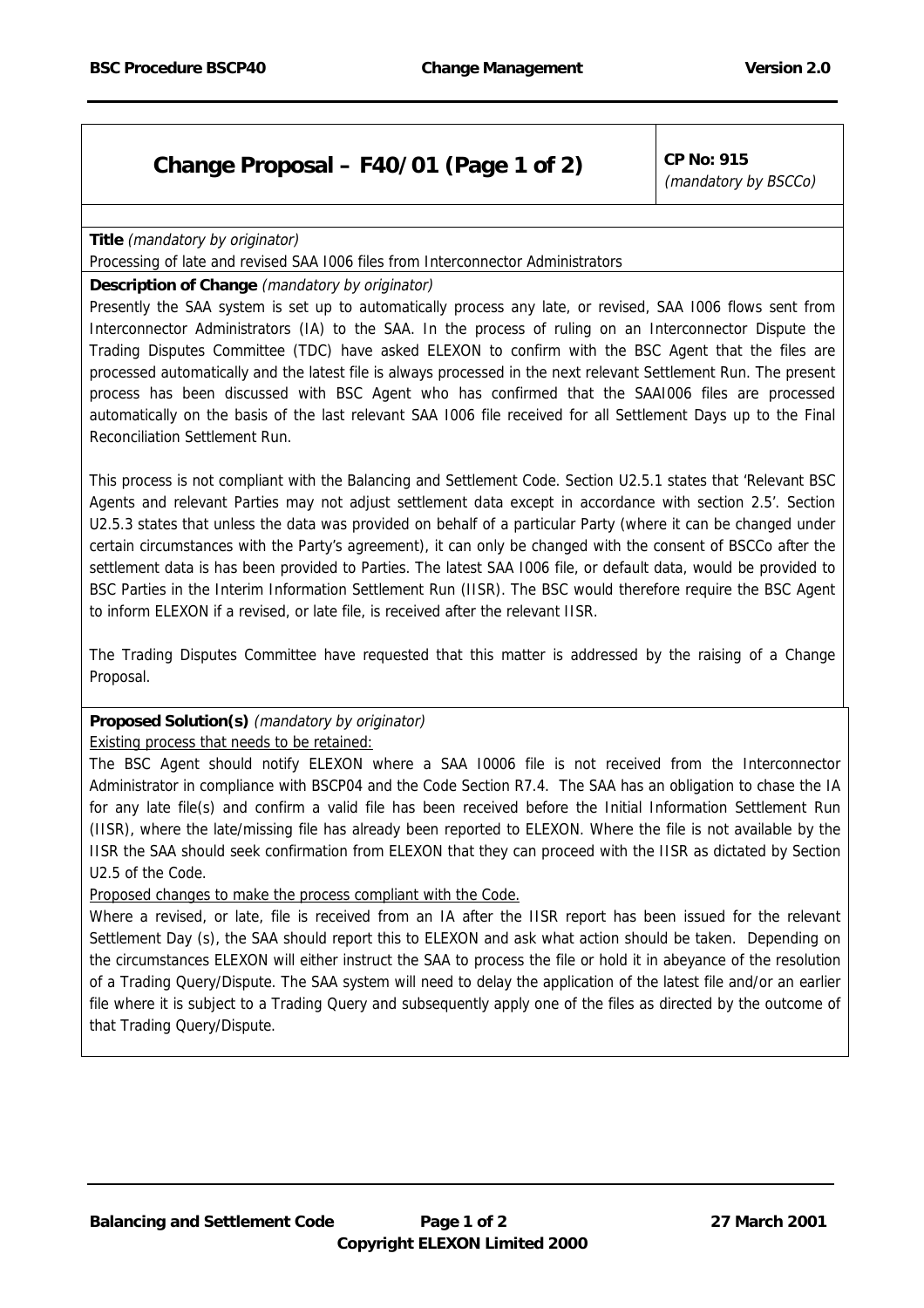# Change Proposal – F40/01 (Page 1 of 2)

**CP No: 915**
*(mandatory by BSCCo)*

**Title** *(mandatory by originator)*

Processing of late and revised SAA I006 files from Interconnector Administrators

**Description of Change** *(mandatory by originator)*

Presently the SAA system is set up to automatically process any late, or revised, SAA I006 flows sent from Interconnector Administrators (IA) to the SAA. In the process of ruling on an Interconnector Dispute the Trading Disputes Committee (TDC) have asked ELEXON to confirm with the BSC Agent that the files are processed automatically and the latest file is always processed in the next relevant Settlement Run. The present process has been discussed with BSC Agent who has confirmed that the SAAI006 files are processed automatically on the basis of the last relevant SAA I006 file received for all Settlement Days up to the Final Reconciliation Settlement Run.

This process is not compliant with the Balancing and Settlement Code. Section U2.5.1 states that 'Relevant BSC Agents and relevant Parties may not adjust settlement data except in accordance with section 2.5'. Section U2.5.3 states that unless the data was provided on behalf of a particular Party (where it can be changed under certain circumstances with the Party's agreement), it can only be changed with the consent of BSCCo after the settlement data is has been provided to Parties. The latest SAA I006 file, or default data, would be provided to BSC Parties in the Interim Information Settlement Run (IISR). The BSC would therefore require the BSC Agent to inform ELEXON if a revised, or late file, is received after the relevant IISR.

The Trading Disputes Committee have requested that this matter is addressed by the raising of a Change Proposal.

**Proposed Solution(s)** *(mandatory by originator)*

Existing process that needs to be retained:

The BSC Agent should notify ELEXON where a SAA I0006 file is not received from the Interconnector Administrator in compliance with BSCP04 and the Code Section R7.4. The SAA has an obligation to chase the IA for any late file(s) and confirm a valid file has been received before the Initial Information Settlement Run (IISR), where the late/missing file has already been reported to ELEXON. Where the file is not available by the IISR the SAA should seek confirmation from ELEXON that they can proceed with the IISR as dictated by Section U2.5 of the Code.

Proposed changes to make the process compliant with the Code.

Where a revised, or late, file is received from an IA after the IISR report has been issued for the relevant Settlement Day (s), the SAA should report this to ELEXON and ask what action should be taken. Depending on the circumstances ELEXON will either instruct the SAA to process the file or hold it in abeyance of the resolution of a Trading Query/Dispute. The SAA system will need to delay the application of the latest file and/or an earlier file where it is subject to a Trading Query and subsequently apply one of the files as directed by the outcome of that Trading Query/Dispute.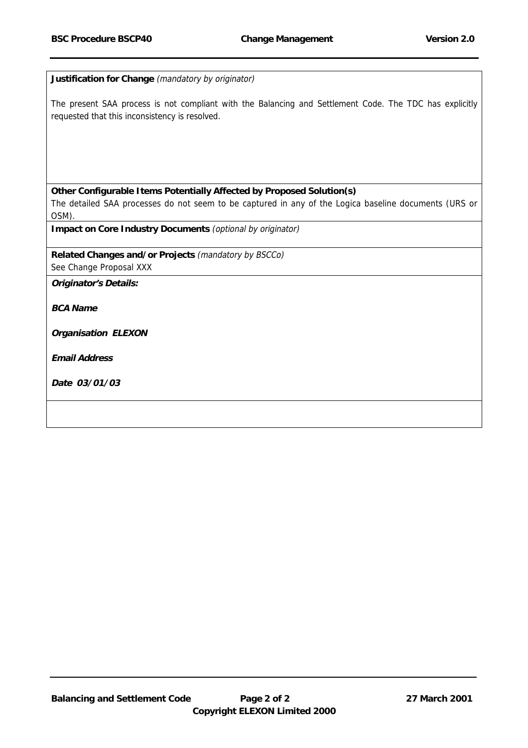**Justification for Change** *(mandatory by originator)*

The present SAA process is not compliant with the Balancing and Settlement Code. The TDC has explicitly requested that this inconsistency is resolved.

**Other Configurable Items Potentially Affected by Proposed Solution(s)**

The detailed SAA processes do not seem to be captured in any of the Logica baseline documents (URS or OSM).

**Impact on Core Industry Documents** *(optional by originator)*

**Related Changes and/or Projects** *(mandatory by BSCCo)*

See Change Proposal XXX

***Originator's Details:***

***BCA Name***

***Organisation ELEXON***

***Email Address***

***Date 03/01/03***